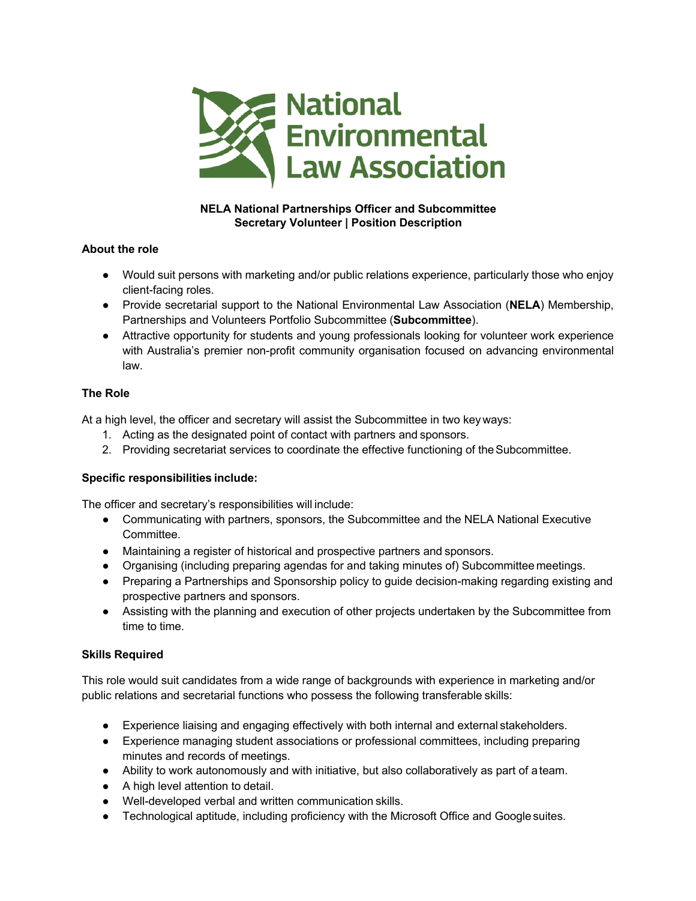National Environmental Law Association

**NELA National Partnerships Officer and Subcommittee Secretary Volunteer | Position Description**

**About the role**

- Would suit persons with marketing and/or public relations experience, particularly those who enjoy client-facing roles.
- Provide secretarial support to the National Environmental Law Association (**NELA**) Membership, Partnerships and Volunteers Portfolio Subcommittee (**Subcommittee**).
- Attractive opportunity for students and young professionals looking for volunteer work experience with Australia's premier non-profit community organisation focused on advancing environmental law.

**The Role**

At a high level, the officer and secretary will assist the Subcommittee in two key ways:

1. Acting as the designated point of contact with partners and sponsors.
2. Providing secretariat services to coordinate the effective functioning of the Subcommittee.

**Specific responsibilities include:**

The officer and secretary's responsibilities will include:

- Communicating with partners, sponsors, the Subcommittee and the NELA National Executive Committee.
- Maintaining a register of historical and prospective partners and sponsors.
- Organising (including preparing agendas for and taking minutes of) Subcommittee meetings.
- Preparing a Partnerships and Sponsorship policy to guide decision-making regarding existing and prospective partners and sponsors.
- Assisting with the planning and execution of other projects undertaken by the Subcommittee from time to time.

**Skills Required**

This role would suit candidates from a wide range of backgrounds with experience in marketing and/or public relations and secretarial functions who possess the following transferable skills:

- Experience liaising and engaging effectively with both internal and external stakeholders.
- Experience managing student associations or professional committees, including preparing minutes and records of meetings.
- Ability to work autonomously and with initiative, but also collaboratively as part of a team.
- A high level attention to detail.
- Well-developed verbal and written communication skills.
- Technological aptitude, including proficiency with the Microsoft Office and Google suites.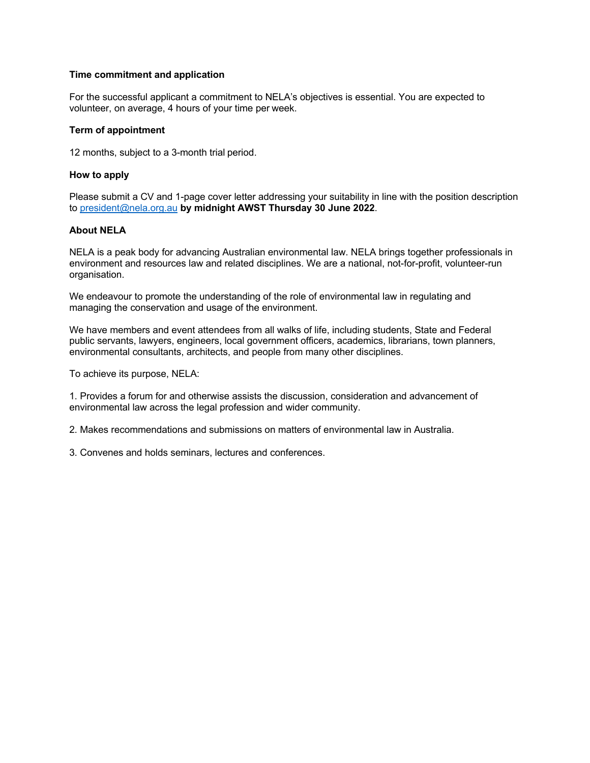**Time commitment and application**

For the successful applicant a commitment to NELA's objectives is essential. You are expected to volunteer, on average, 4 hours of your time per week.

**Term of appointment**

12 months, subject to a 3-month trial period.

**How to apply**

Please submit a CV and 1-page cover letter addressing your suitability in line with the position description to [president@nela.org.au](mailto:president@nela.org.au) **by midnight AWST Thursday 30 June 2022**.

**About NELA**

NELA is a peak body for advancing Australian environmental law. NELA brings together professionals in environment and resources law and related disciplines. We are a national, not-for-profit, volunteer-run organisation.

We endeavour to promote the understanding of the role of environmental law in regulating and managing the conservation and usage of the environment.

We have members and event attendees from all walks of life, including students, State and Federal public servants, lawyers, engineers, local government officers, academics, librarians, town planners, environmental consultants, architects, and people from many other disciplines.

To achieve its purpose, NELA:

1. Provides a forum for and otherwise assists the discussion, consideration and advancement of environmental law across the legal profession and wider community.

2. Makes recommendations and submissions on matters of environmental law in Australia.

3. Convenes and holds seminars, lectures and conferences.